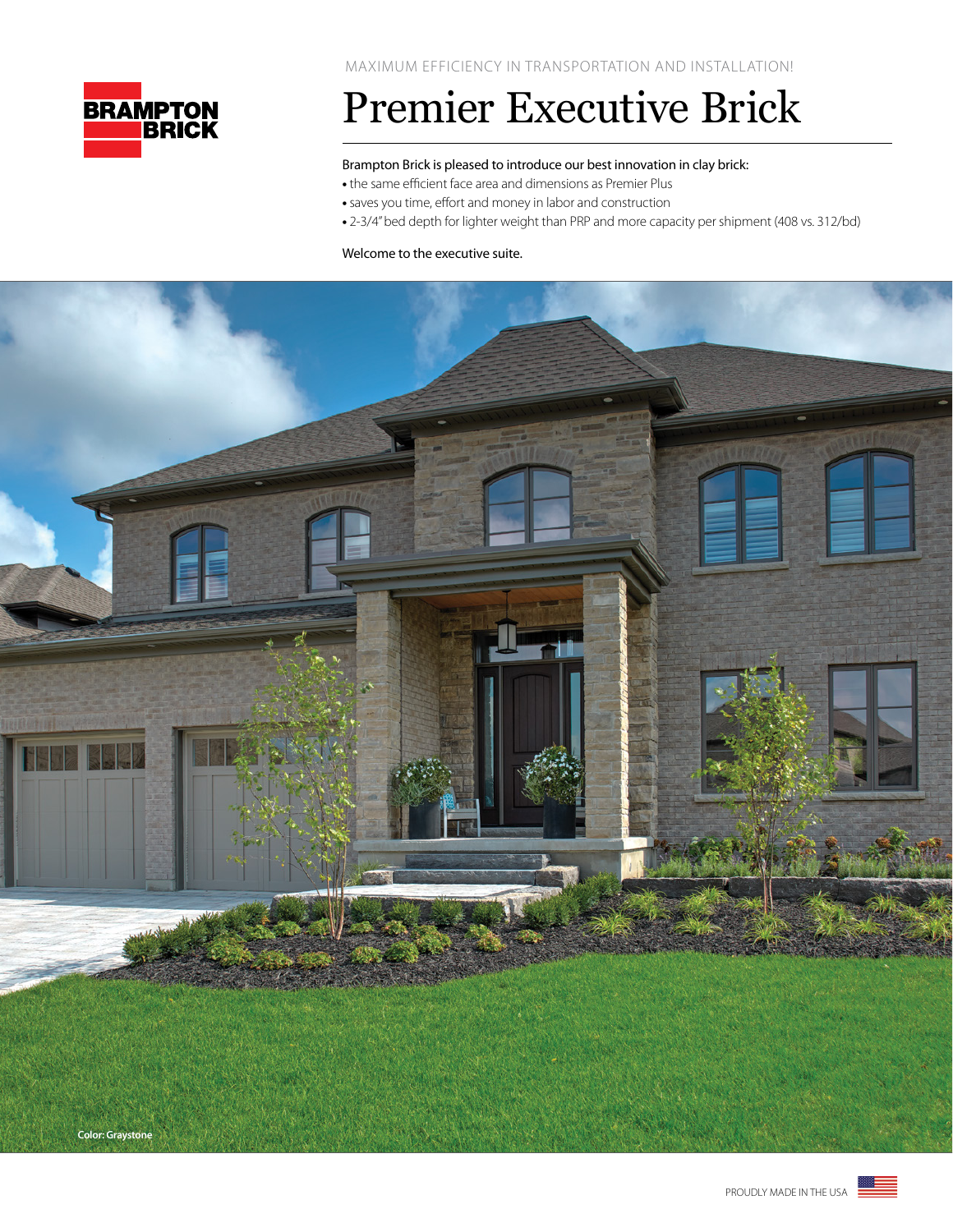MAXIMUM EFFICIENCY IN TRANSPORTATION AND INSTALLATION!

# Premier Executive Brick

Brampton Brick is pleased to introduce our best innovation in clay brick:

- the same efficient face area and dimensions as Premier Plus
- saves you time, effort and money in labor and construction
- 2-3/4" bed depth for lighter weight than PRP and more capacity per shipment (408 vs. 312/bd)

Welcome to the executive suite.

Color: Graystone

PROUDLY MADE IN THE USA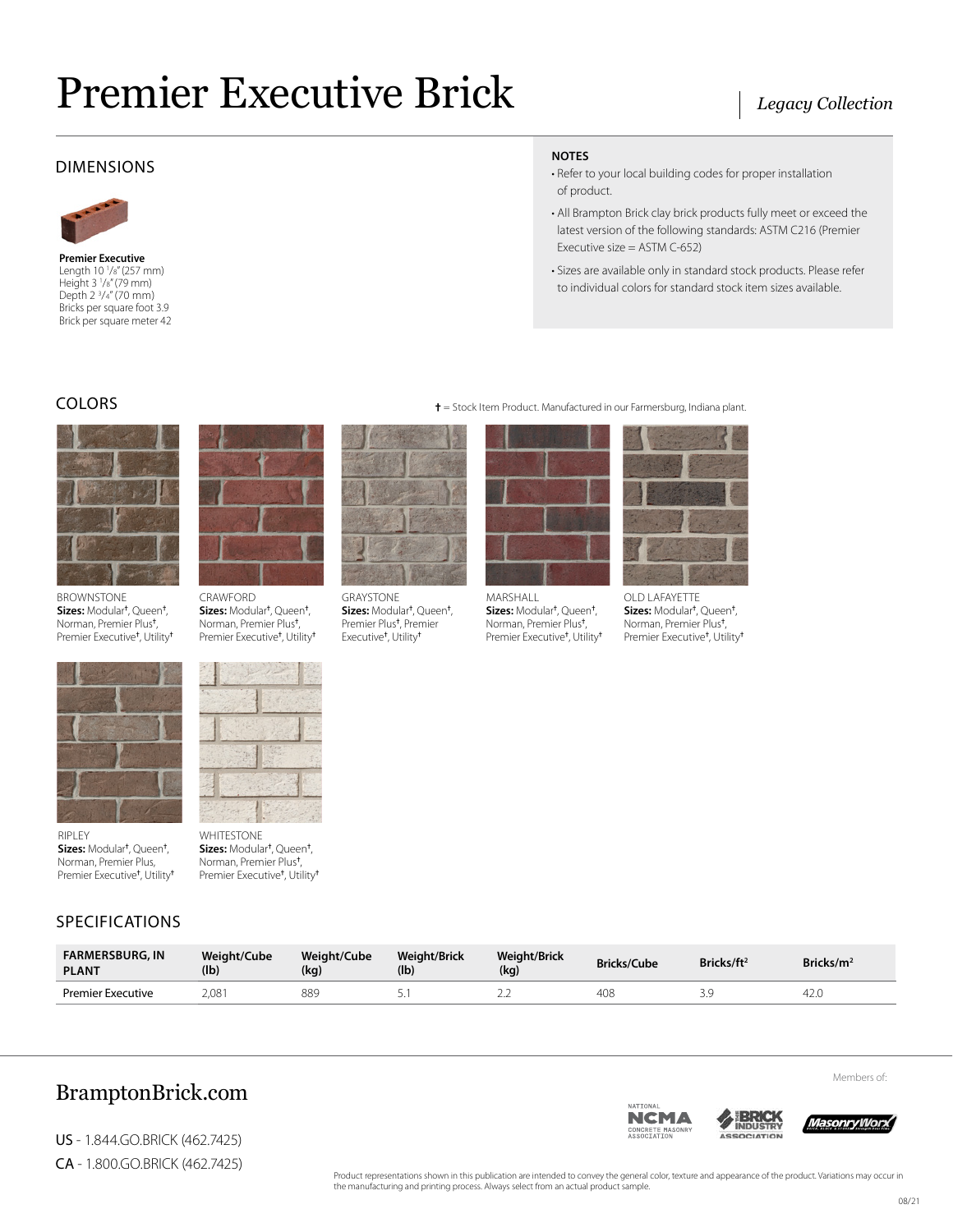# Premier Executive Brick

*Legacy Collection*

## DIMENSIONS

**Premier Executive**
Length 10 1/8" (257 mm)
Height 3 1/8" (79 mm)
Depth 2 3/4" (70 mm)
Bricks per square foot 3.9
Brick per square meter 42

**NOTES**

- Refer to your local building codes for proper installation of product.
- All Brampton Brick clay brick products fully meet or exceed the latest version of the following standards: ASTM C216 (Premier Executive size = ASTM C-652)
- Sizes are available only in standard stock products. Please refer to individual colors for standard stock item sizes available.

## COLORS

† = Stock Item Product. Manufactured in our Farmersburg, Indiana plant.

BROWNSTONE
**Sizes:** Modular†, Queen†, Norman, Premier Plus†, Premier Executive†, Utility†

CRAWFORD
**Sizes:** Modular†, Queen†, Norman, Premier Plus†, Premier Executive†, Utility†

GRAYSTONE
**Sizes:** Modular†, Queen†, Premier Plus†, Premier Executive†, Utility†

MARSHALL
**Sizes:** Modular†, Queen†, Norman, Premier Plus†, Premier Executive†, Utility†

OLD LAFAYETTE
**Sizes:** Modular†, Queen†, Norman, Premier Plus†, Premier Executive†, Utility†

RIPLEY
**Sizes:** Modular†, Queen†, Norman, Premier Plus, Premier Executive†, Utility†

WHITESTONE
**Sizes:** Modular†, Queen†, Norman, Premier Plus†, Premier Executive†, Utility†

## SPECIFICATIONS

| FARMERSBURG, IN PLANT | Weight/Cube (lb) | Weight/Cube (kg) | Weight/Brick (lb) | Weight/Brick (kg) | Bricks/Cube | Bricks/ft² | Bricks/m² |
|---|---|---|---|---|---|---|---|
| Premier Executive | 2,081 | 889 | 5.1 | 2.2 | 408 | 3.9 | 42.0 |

BramptonBrick.com

US - 1.844.GO.BRICK (462.7425)
CA - 1.800.GO.BRICK (462.7425)

Members of:

Product representations shown in this publication are intended to convey the general color, texture and appearance of the product. Variations may occur in the manufacturing and printing process. Always select from an actual product sample.

08/21